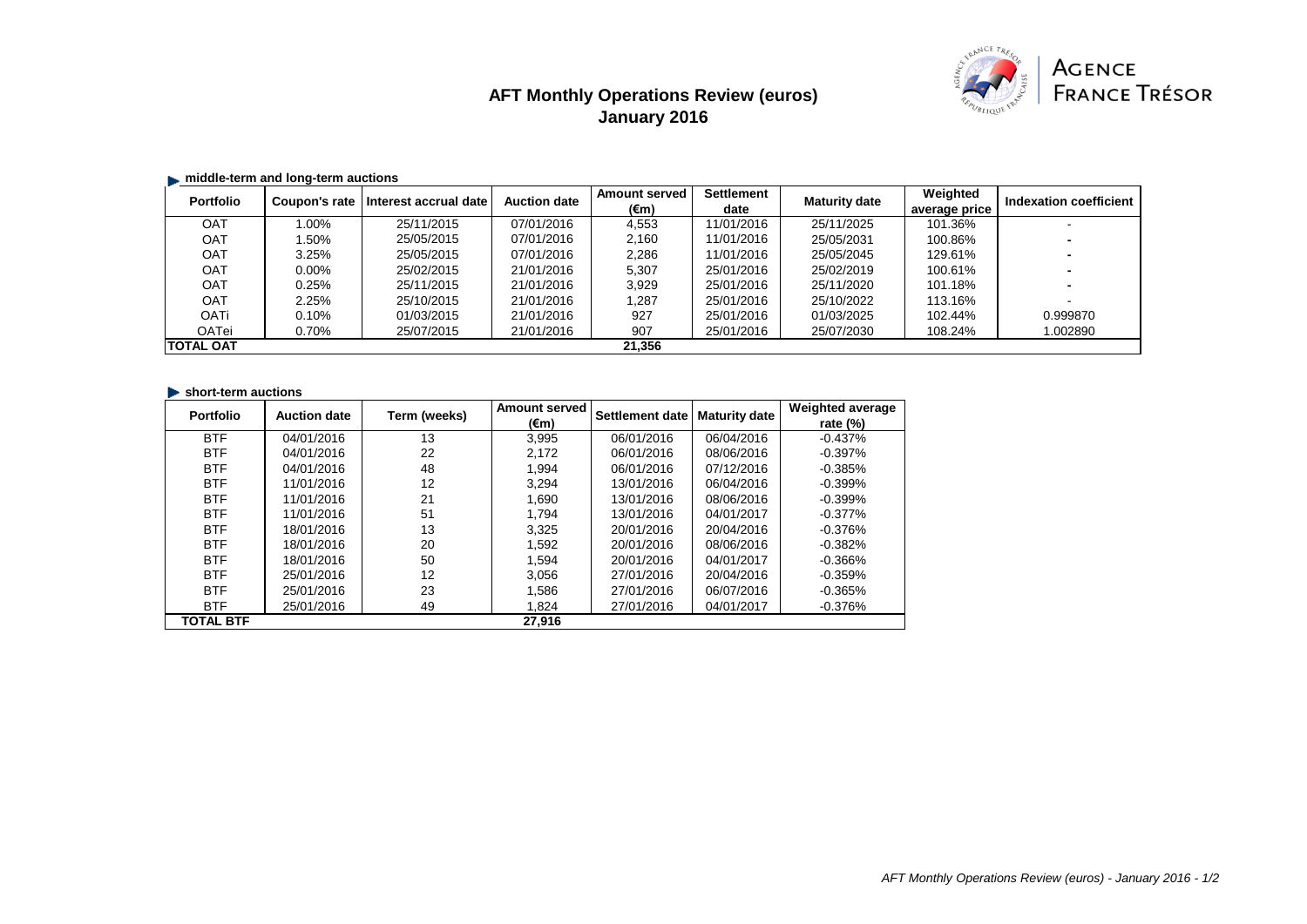# AFT Monthly Operations Review (euros)
## January 2016

AGENCE FRANCE TRÉSOR

### middle-term and long-term auctions

| Portfolio | Coupon's rate | Interest accrual date | Auction date | Amount served (€m) | Settlement date | Maturity date | Weighted average price | Indexation coefficient |
|---|---|---|---|---|---|---|---|---|
| OAT | 1.00% | 25/11/2015 | 07/01/2016 | 4,553 | 11/01/2016 | 25/11/2025 | 101.36% | - |
| OAT | 1.50% | 25/05/2015 | 07/01/2016 | 2,160 | 11/01/2016 | 25/05/2031 | 100.86% | - |
| OAT | 3.25% | 25/05/2015 | 07/01/2016 | 2,286 | 11/01/2016 | 25/05/2045 | 129.61% | - |
| OAT | 0.00% | 25/02/2015 | 21/01/2016 | 5,307 | 25/01/2016 | 25/02/2019 | 100.61% | - |
| OAT | 0.25% | 25/11/2015 | 21/01/2016 | 3,929 | 25/01/2016 | 25/11/2020 | 101.18% | - |
| OAT | 2.25% | 25/10/2015 | 21/01/2016 | 1,287 | 25/01/2016 | 25/10/2022 | 113.16% | - |
| OATi | 0.10% | 01/03/2015 | 21/01/2016 | 927 | 25/01/2016 | 01/03/2025 | 102.44% | 0.999870 |
| OATei | 0.70% | 25/07/2015 | 21/01/2016 | 907 | 25/01/2016 | 25/07/2030 | 108.24% | 1.002890 |
| **TOTAL OAT** | | | | **21,356** | | | | |

### short-term auctions

| Portfolio | Auction date | Term (weeks) | Amount served (€m) | Settlement date | Maturity date | Weighted average rate (%) |
|---|---|---|---|---|---|---|
| BTF | 04/01/2016 | 13 | 3,995 | 06/01/2016 | 06/04/2016 | -0.437% |
| BTF | 04/01/2016 | 22 | 2,172 | 06/01/2016 | 08/06/2016 | -0.397% |
| BTF | 04/01/2016 | 48 | 1,994 | 06/01/2016 | 07/12/2016 | -0.385% |
| BTF | 11/01/2016 | 12 | 3,294 | 13/01/2016 | 06/04/2016 | -0.399% |
| BTF | 11/01/2016 | 21 | 1,690 | 13/01/2016 | 08/06/2016 | -0.399% |
| BTF | 11/01/2016 | 51 | 1,794 | 13/01/2016 | 04/01/2017 | -0.377% |
| BTF | 18/01/2016 | 13 | 3,325 | 20/01/2016 | 20/04/2016 | -0.376% |
| BTF | 18/01/2016 | 20 | 1,592 | 20/01/2016 | 08/06/2016 | -0.382% |
| BTF | 18/01/2016 | 50 | 1,594 | 20/01/2016 | 04/01/2017 | -0.366% |
| BTF | 25/01/2016 | 12 | 3,056 | 27/01/2016 | 20/04/2016 | -0.359% |
| BTF | 25/01/2016 | 23 | 1,586 | 27/01/2016 | 06/07/2016 | -0.365% |
| BTF | 25/01/2016 | 49 | 1,824 | 27/01/2016 | 04/01/2017 | -0.376% |
| **TOTAL BTF** | | | **27,916** | | | |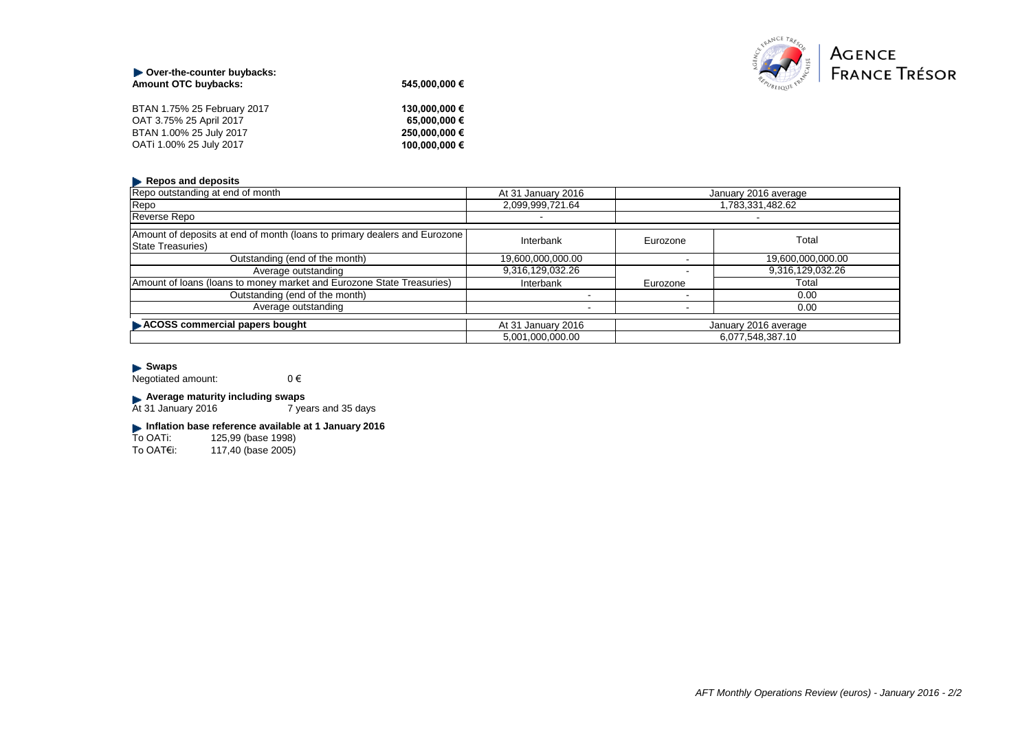**Over-the-counter buybacks:**

**Amount OTC buybacks:** **545,000,000 €**

| | |
|---|---|
| BTAN 1.75% 25 February 2017 | **130,000,000 €** |
| OAT 3.75% 25 April 2017 | **65,000,000 €** |
| BTAN 1.00% 25 July 2017 | **250,000,000 €** |
| OATi 1.00% 25 July 2017 | **100,000,000 €** |

**Repos and deposits**

| Repo outstanding at end of month | At 31 January 2016 | January 2016 average | |
|---|---|---|---|
| Repo | 2,099,999,721.64 | 1,783,331,482.62 | |
| Reverse Repo | - | - | |
| Amount of deposits at end of month (loans to primary dealers and Eurozone State Treasuries) | Interbank | Eurozone | Total |
| Outstanding (end of the month) | 19,600,000,000.00 | - | 19,600,000,000.00 |
| Average outstanding | 9,316,129,032.26 | - | 9,316,129,032.26 |
| Amount of loans (loans to money market and Eurozone State Treasuries) | Interbank | Eurozone | Total |
| Outstanding (end of the month) | - | - | 0.00 |
| Average outstanding | - | - | 0.00 |
| **ACOSS commercial papers bought** | At 31 January 2016 | January 2016 average | |
| | 5,001,000,000.00 | 6,077,548,387.10 | |

**Swaps**

Negotiated amount: 0 €

**Average maturity including swaps**

At 31 January 2016 7 years and 35 days

**Inflation base reference available at 1 January 2016**

To OATi: 125,99 (base 1998)

To OAT€i: 117,40 (base 2005)